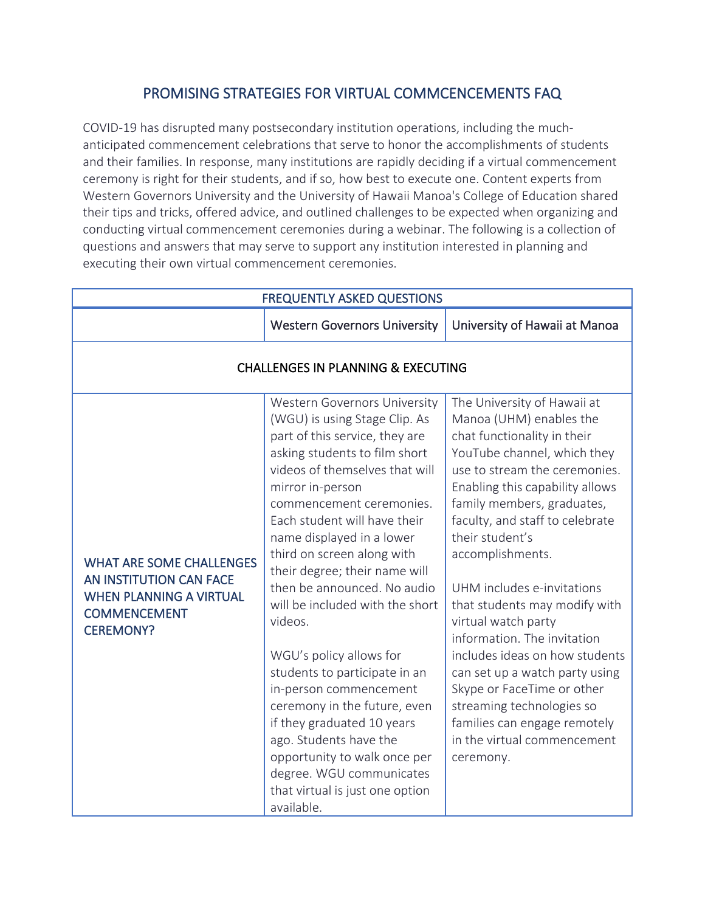# PROMISING STRATEGIES FOR VIRTUAL COMMCENCEMENTS FAQ

COVID-19 has disrupted many postsecondary institution operations, including the much-anticipated commencement celebrations that serve to honor the accomplishments of students and their families. In response, many institutions are rapidly deciding if a virtual commencement ceremony is right for their students, and if so, how best to execute one. Content experts from Western Governors University and the University of Hawaii Manoa's College of Education shared their tips and tricks, offered advice, and outlined challenges to be expected when organizing and conducting virtual commencement ceremonies during a webinar. The following is a collection of questions and answers that may serve to support any institution interested in planning and executing their own virtual commencement ceremonies.

| FREQUENTLY ASKED QUESTIONS | | |
|---|---|---|
| | Western Governors University | University of Hawaii at Manoa |
| CHALLENGES IN PLANNING & EXECUTING | | |
| WHAT ARE SOME CHALLENGES AN INSTITUTION CAN FACE WHEN PLANNING A VIRTUAL COMMENCEMENT CEREMONY? | Western Governors University (WGU) is using Stage Clip. As part of this service, they are asking students to film short videos of themselves that will mirror in-person commencement ceremonies. Each student will have their name displayed in a lower third on screen along with their degree; their name will then be announced. No audio will be included with the short videos.<br><br>WGU's policy allows for students to participate in an in-person commencement ceremony in the future, even if they graduated 10 years ago. Students have the opportunity to walk once per degree. WGU communicates that virtual is just one option available. | The University of Hawaii at Manoa (UHM) enables the chat functionality in their YouTube channel, which they use to stream the ceremonies. Enabling this capability allows family members, graduates, faculty, and staff to celebrate their student's accomplishments.<br><br>UHM includes e-invitations that students may modify with virtual watch party information. The invitation includes ideas on how students can set up a watch party using Skype or FaceTime or other streaming technologies so families can engage remotely in the virtual commencement ceremony. |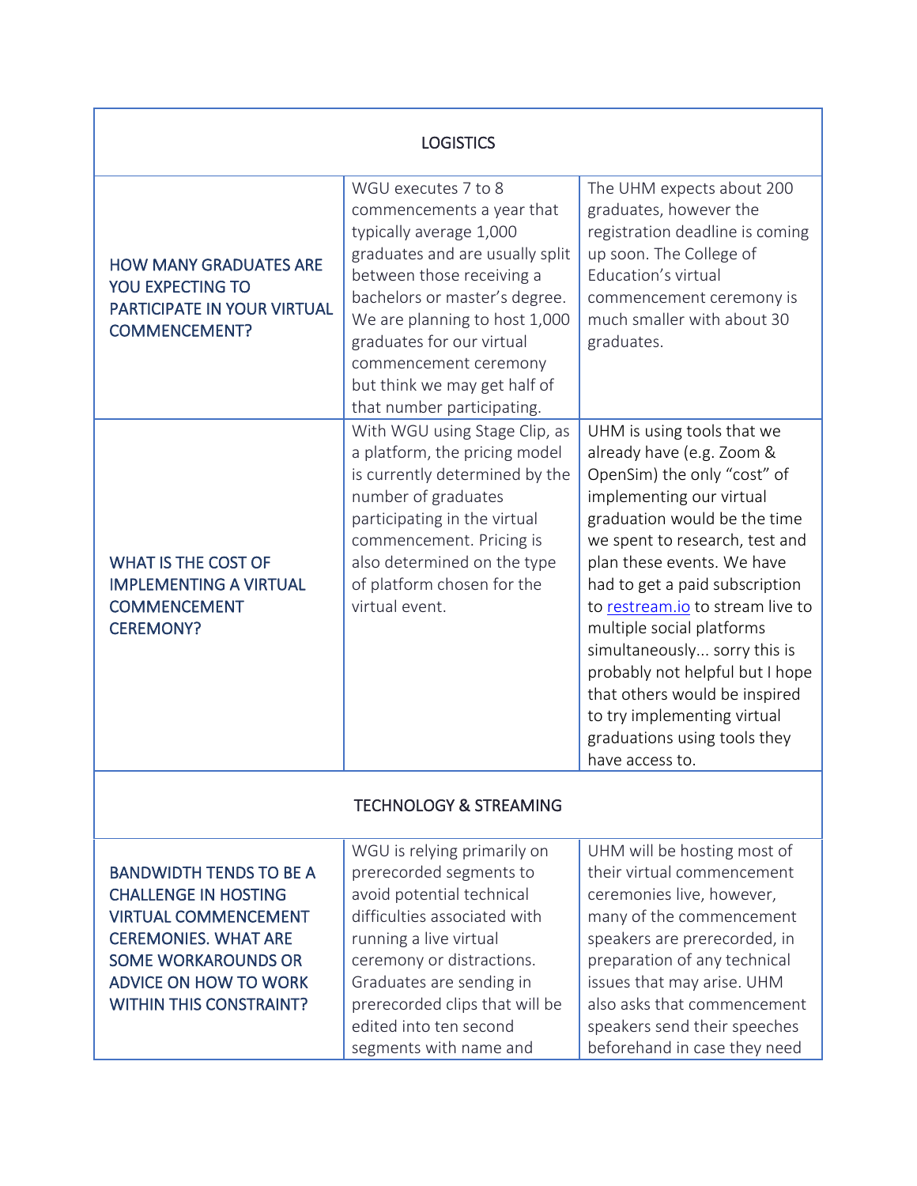| | | |
|---|---|---|
| LOGISTICS | | |
| HOW MANY GRADUATES ARE YOU EXPECTING TO PARTICIPATE IN YOUR VIRTUAL COMMENCEMENT? | WGU executes 7 to 8 commencements a year that typically average 1,000 graduates and are usually split between those receiving a bachelors or master's degree. We are planning to host 1,000 graduates for our virtual commencement ceremony but think we may get half of that number participating. | The UHM expects about 200 graduates, however the registration deadline is coming up soon. The College of Education's virtual commencement ceremony is much smaller with about 30 graduates. |
| WHAT IS THE COST OF IMPLEMENTING A VIRTUAL COMMENCEMENT CEREMONY? | With WGU using Stage Clip, as a platform, the pricing model is currently determined by the number of graduates participating in the virtual commencement. Pricing is also determined on the type of platform chosen for the virtual event. | UHM is using tools that we already have (e.g. Zoom & OpenSim) the only "cost" of implementing our virtual graduation would be the time we spent to research, test and plan these events. We have had to get a paid subscription to restream.io to stream live to multiple social platforms simultaneously... sorry this is probably not helpful but I hope that others would be inspired to try implementing virtual graduations using tools they have access to. |
| TECHNOLOGY & STREAMING | | |
| BANDWIDTH TENDS TO BE A CHALLENGE IN HOSTING VIRTUAL COMMENCEMENT CEREMONIES. WHAT ARE SOME WORKAROUNDS OR ADVICE ON HOW TO WORK WITHIN THIS CONSTRAINT? | WGU is relying primarily on prerecorded segments to avoid potential technical difficulties associated with running a live virtual ceremony or distractions. Graduates are sending in prerecorded clips that will be edited into ten second segments with name and | UHM will be hosting most of their virtual commencement ceremonies live, however, many of the commencement speakers are prerecorded, in preparation of any technical issues that may arise. UHM also asks that commencement speakers send their speeches beforehand in case they need |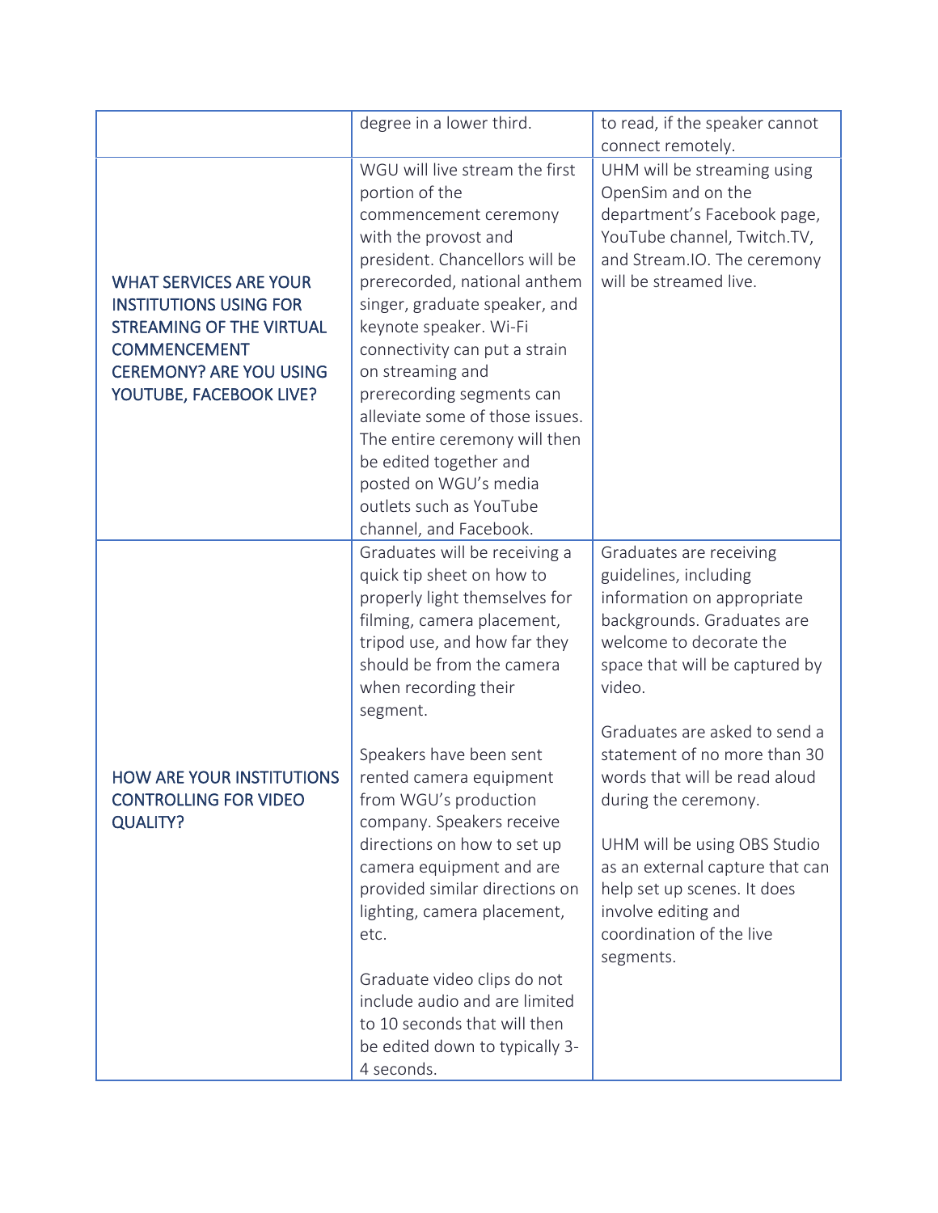| | | |
|---|---|---|
| | degree in a lower third. | to read, if the speaker cannot connect remotely. |
| WHAT SERVICES ARE YOUR INSTITUTIONS USING FOR STREAMING OF THE VIRTUAL COMMENCEMENT CEREMONY? ARE YOU USING YOUTUBE, FACEBOOK LIVE? | WGU will live stream the first portion of the commencement ceremony with the provost and president. Chancellors will be prerecorded, national anthem singer, graduate speaker, and keynote speaker. Wi-Fi connectivity can put a strain on streaming and prerecording segments can alleviate some of those issues. The entire ceremony will then be edited together and posted on WGU's media outlets such as YouTube channel, and Facebook. | UHM will be streaming using OpenSim and on the department's Facebook page, YouTube channel, Twitch.TV, and Stream.IO. The ceremony will be streamed live. |
| HOW ARE YOUR INSTITUTIONS CONTROLLING FOR VIDEO QUALITY? | Graduates will be receiving a quick tip sheet on how to properly light themselves for filming, camera placement, tripod use, and how far they should be from the camera when recording their segment.<br><br>Speakers have been sent rented camera equipment from WGU's production company. Speakers receive directions on how to set up camera equipment and are provided similar directions on lighting, camera placement, etc.<br><br>Graduate video clips do not include audio and are limited to 10 seconds that will then be edited down to typically 3-4 seconds. | Graduates are receiving guidelines, including information on appropriate backgrounds. Graduates are welcome to decorate the space that will be captured by video.<br><br>Graduates are asked to send a statement of no more than 30 words that will be read aloud during the ceremony.<br><br>UHM will be using OBS Studio as an external capture that can help set up scenes. It does involve editing and coordination of the live segments. |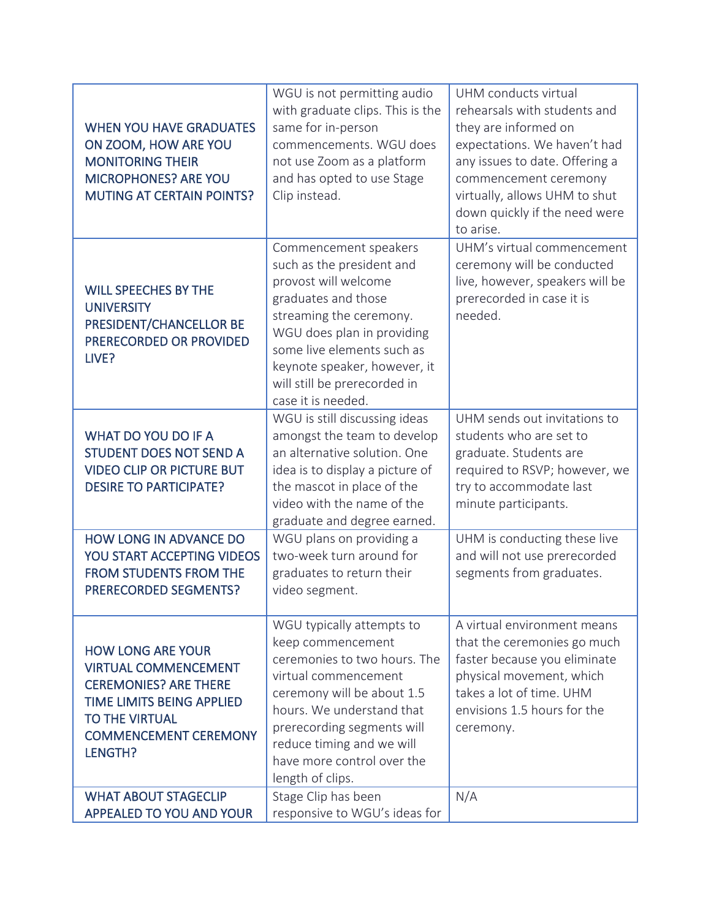| | | |
|---|---|---|
| WHEN YOU HAVE GRADUATES ON ZOOM, HOW ARE YOU MONITORING THEIR MICROPHONES? ARE YOU MUTING AT CERTAIN POINTS? | WGU is not permitting audio with graduate clips. This is the same for in-person commencements. WGU does not use Zoom as a platform and has opted to use Stage Clip instead. | UHM conducts virtual rehearsals with students and they are informed on expectations. We haven't had any issues to date. Offering a commencement ceremony virtually, allows UHM to shut down quickly if the need were to arise. |
| WILL SPEECHES BY THE UNIVERSITY PRESIDENT/CHANCELLOR BE PRERECORDED OR PROVIDED LIVE? | Commencement speakers such as the president and provost will welcome graduates and those streaming the ceremony. WGU does plan in providing some live elements such as keynote speaker, however, it will still be prerecorded in case it is needed. | UHM's virtual commencement ceremony will be conducted live, however, speakers will be prerecorded in case it is needed. |
| WHAT DO YOU DO IF A STUDENT DOES NOT SEND A VIDEO CLIP OR PICTURE BUT DESIRE TO PARTICIPATE? | WGU is still discussing ideas amongst the team to develop an alternative solution. One idea is to display a picture of the mascot in place of the video with the name of the graduate and degree earned. | UHM sends out invitations to students who are set to graduate. Students are required to RSVP; however, we try to accommodate last minute participants. |
| HOW LONG IN ADVANCE DO YOU START ACCEPTING VIDEOS FROM STUDENTS FROM THE PRERECORDED SEGMENTS? | WGU plans on providing a two-week turn around for graduates to return their video segment. | UHM is conducting these live and will not use prerecorded segments from graduates. |
| HOW LONG ARE YOUR VIRTUAL COMMENCEMENT CEREMONIES? ARE THERE TIME LIMITS BEING APPLIED TO THE VIRTUAL COMMENCEMENT CEREMONY LENGTH? | WGU typically attempts to keep commencement ceremonies to two hours. The virtual commencement ceremony will be about 1.5 hours. We understand that prerecording segments will reduce timing and we will have more control over the length of clips. | A virtual environment means that the ceremonies go much faster because you eliminate physical movement, which takes a lot of time. UHM envisions 1.5 hours for the ceremony. |
| WHAT ABOUT STAGECLIP APPEALED TO YOU AND YOUR | Stage Clip has been responsive to WGU's ideas for | N/A |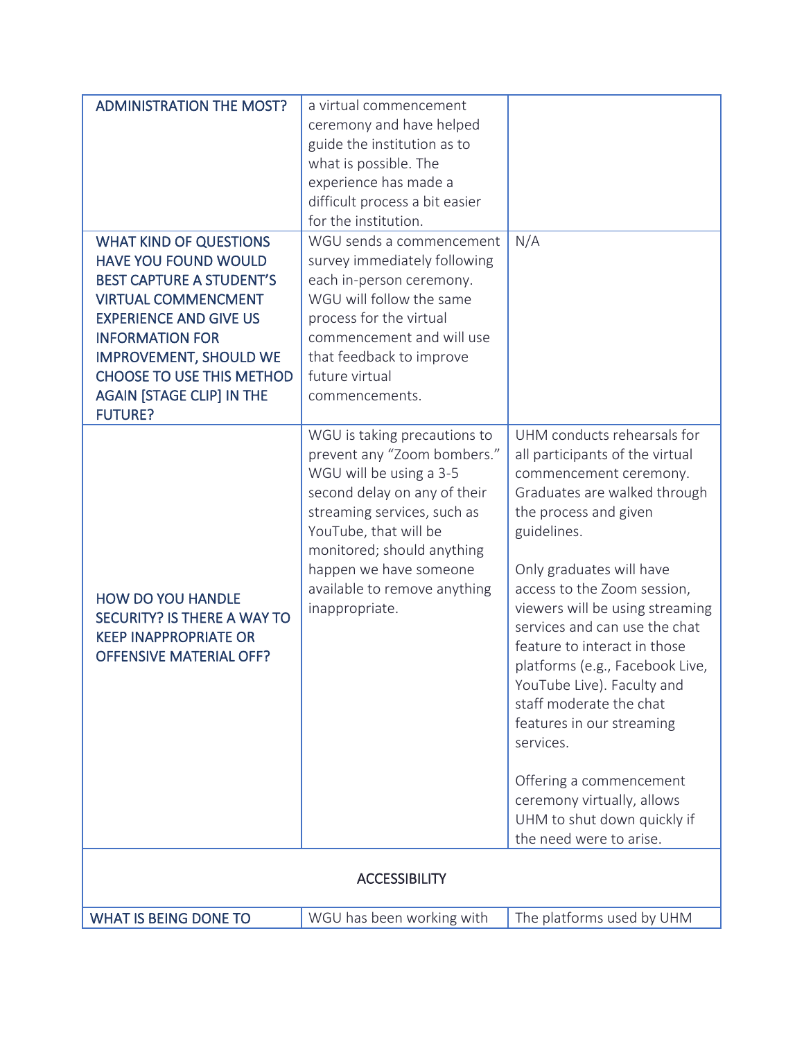| | | |
|---|---|---|
| ADMINISTRATION THE MOST? | a virtual commencement ceremony and have helped guide the institution as to what is possible. The experience has made a difficult process a bit easier for the institution. | |
| WHAT KIND OF QUESTIONS HAVE YOU FOUND WOULD BEST CAPTURE A STUDENT'S VIRTUAL COMMENCMENT EXPERIENCE AND GIVE US INFORMATION FOR IMPROVEMENT, SHOULD WE CHOOSE TO USE THIS METHOD AGAIN [STAGE CLIP] IN THE FUTURE? | WGU sends a commencement survey immediately following each in-person ceremony. WGU will follow the same process for the virtual commencement and will use that feedback to improve future virtual commencements. | N/A |
| HOW DO YOU HANDLE SECURITY? IS THERE A WAY TO KEEP INAPPROPRIATE OR OFFENSIVE MATERIAL OFF? | WGU is taking precautions to prevent any "Zoom bombers." WGU will be using a 3-5 second delay on any of their streaming services, such as YouTube, that will be monitored; should anything happen we have someone available to remove anything inappropriate. | UHM conducts rehearsals for all participants of the virtual commencement ceremony. Graduates are walked through the process and given guidelines.<br><br>Only graduates will have access to the Zoom session, viewers will be using streaming services and can use the chat feature to interact in those platforms (e.g., Facebook Live, YouTube Live). Faculty and staff moderate the chat features in our streaming services.<br><br>Offering a commencement ceremony virtually, allows UHM to shut down quickly if the need were to arise. |
| ACCESSIBILITY | | |
| WHAT IS BEING DONE TO | WGU has been working with | The platforms used by UHM |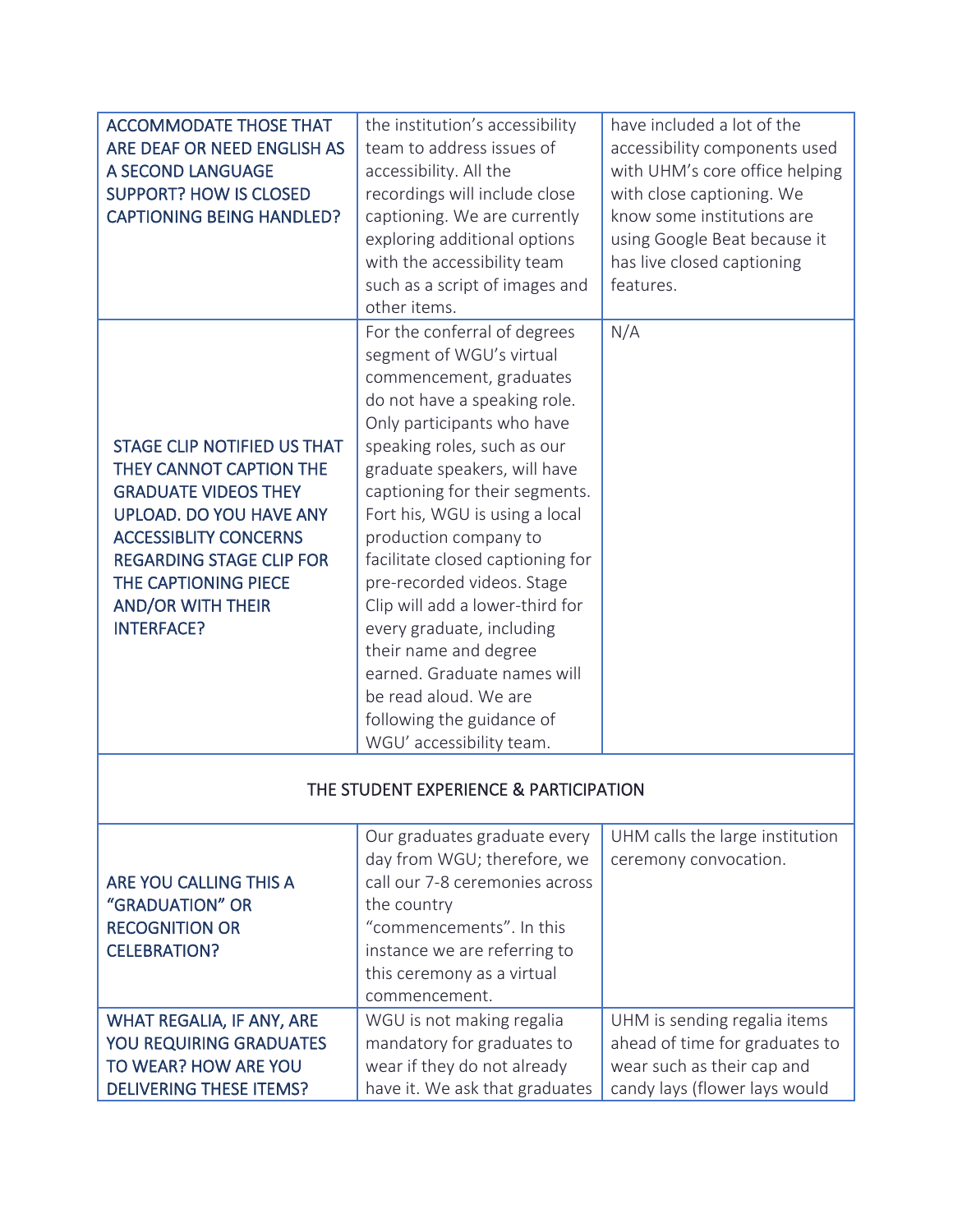| | | |
|---|---|---|
| ACCOMMODATE THOSE THAT ARE DEAF OR NEED ENGLISH AS A SECOND LANGUAGE SUPPORT? HOW IS CLOSED CAPTIONING BEING HANDLED? | the institution's accessibility team to address issues of accessibility. All the recordings will include close captioning. We are currently exploring additional options with the accessibility team such as a script of images and other items. | have included a lot of the accessibility components used with UHM's core office helping with close captioning. We know some institutions are using Google Beat because it has live closed captioning features. |
| STAGE CLIP NOTIFIED US THAT THEY CANNOT CAPTION THE GRADUATE VIDEOS THEY UPLOAD. DO YOU HAVE ANY ACCESSIBLITY CONCERNS REGARDING STAGE CLIP FOR THE CAPTIONING PIECE AND/OR WITH THEIR INTERFACE? | For the conferral of degrees segment of WGU's virtual commencement, graduates do not have a speaking role. Only participants who have speaking roles, such as our graduate speakers, will have captioning for their segments. Fort his, WGU is using a local production company to facilitate closed captioning for pre-recorded videos. Stage Clip will add a lower-third for every graduate, including their name and degree earned. Graduate names will be read aloud. We are following the guidance of WGU' accessibility team. | N/A |
| THE STUDENT EXPERIENCE & PARTICIPATION | | |
| ARE YOU CALLING THIS A "GRADUATION" OR RECOGNITION OR CELEBRATION? | Our graduates graduate every day from WGU; therefore, we call our 7-8 ceremonies across the country "commencements". In this instance we are referring to this ceremony as a virtual commencement. | UHM calls the large institution ceremony convocation. |
| WHAT REGALIA, IF ANY, ARE YOU REQUIRING GRADUATES TO WEAR? HOW ARE YOU DELIVERING THESE ITEMS? | WGU is not making regalia mandatory for graduates to wear if they do not already have it. We ask that graduates | UHM is sending regalia items ahead of time for graduates to wear such as their cap and candy lays (flower lays would |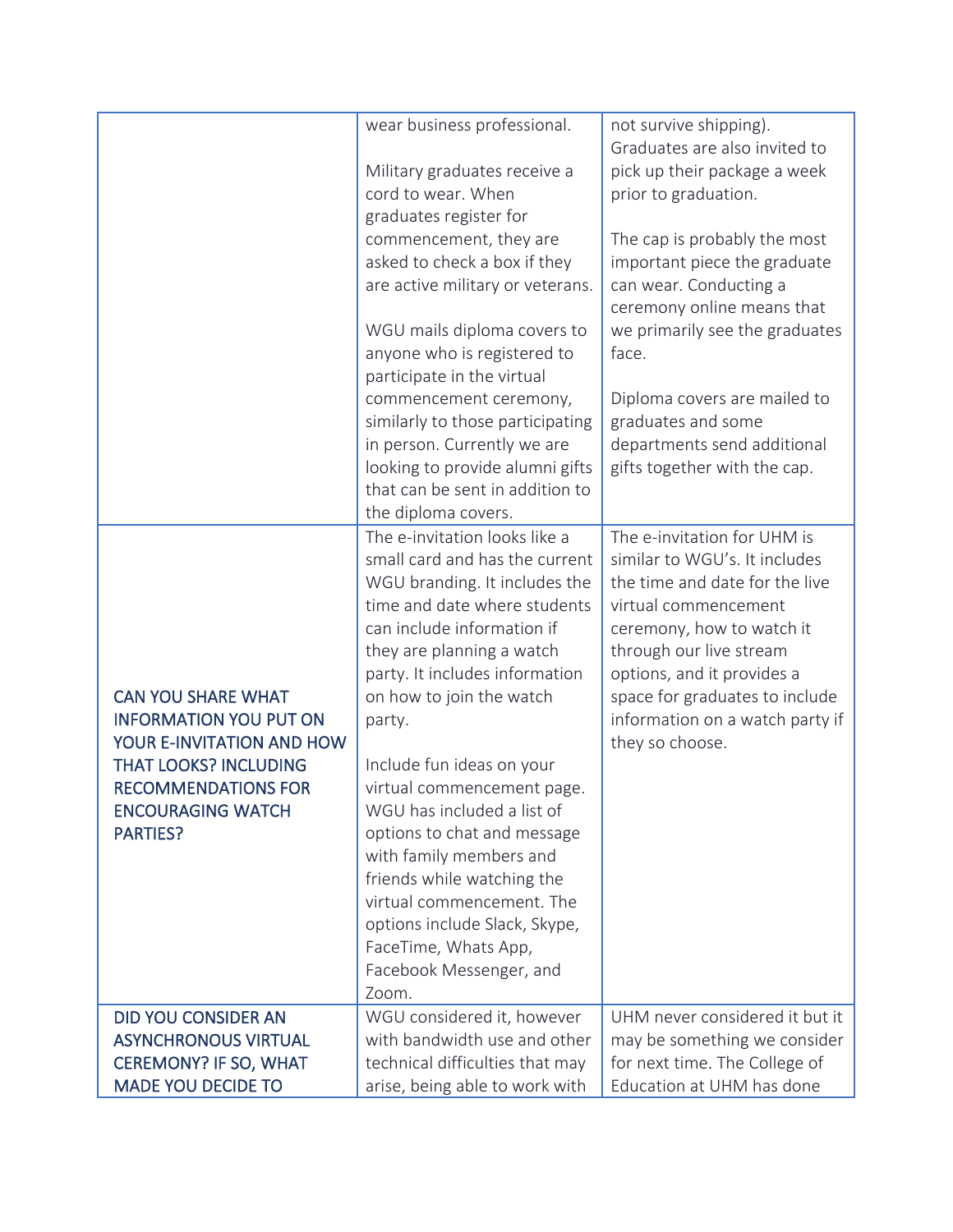| | | |
|---|---|---|
| | wear business professional.<br><br>Military graduates receive a cord to wear. When graduates register for commencement, they are asked to check a box if they are active military or veterans.<br><br>WGU mails diploma covers to anyone who is registered to participate in the virtual commencement ceremony, similarly to those participating in person. Currently we are looking to provide alumni gifts that can be sent in addition to the diploma covers. | not survive shipping). Graduates are also invited to pick up their package a week prior to graduation.<br><br>The cap is probably the most important piece the graduate can wear. Conducting a ceremony online means that we primarily see the graduates face.<br><br>Diploma covers are mailed to graduates and some departments send additional gifts together with the cap. |
| **CAN YOU SHARE WHAT INFORMATION YOU PUT ON YOUR E-INVITATION AND HOW THAT LOOKS? INCLUDING RECOMMENDATIONS FOR ENCOURAGING WATCH PARTIES?** | The e-invitation looks like a small card and has the current WGU branding. It includes the time and date where students can include information if they are planning a watch party. It includes information on how to join the watch party.<br><br>Include fun ideas on your virtual commencement page. WGU has included a list of options to chat and message with family members and friends while watching the virtual commencement. The options include Slack, Skype, FaceTime, Whats App, Facebook Messenger, and Zoom. | The e-invitation for UHM is similar to WGU's. It includes the time and date for the live virtual commencement ceremony, how to watch it through our live stream options, and it provides a space for graduates to include information on a watch party if they so choose. |
| **DID YOU CONSIDER AN ASYNCHRONOUS VIRTUAL CEREMONY? IF SO, WHAT MADE YOU DECIDE TO** | WGU considered it, however with bandwidth use and other technical difficulties that may arise, being able to work with | UHM never considered it but it may be something we consider for next time. The College of Education at UHM has done |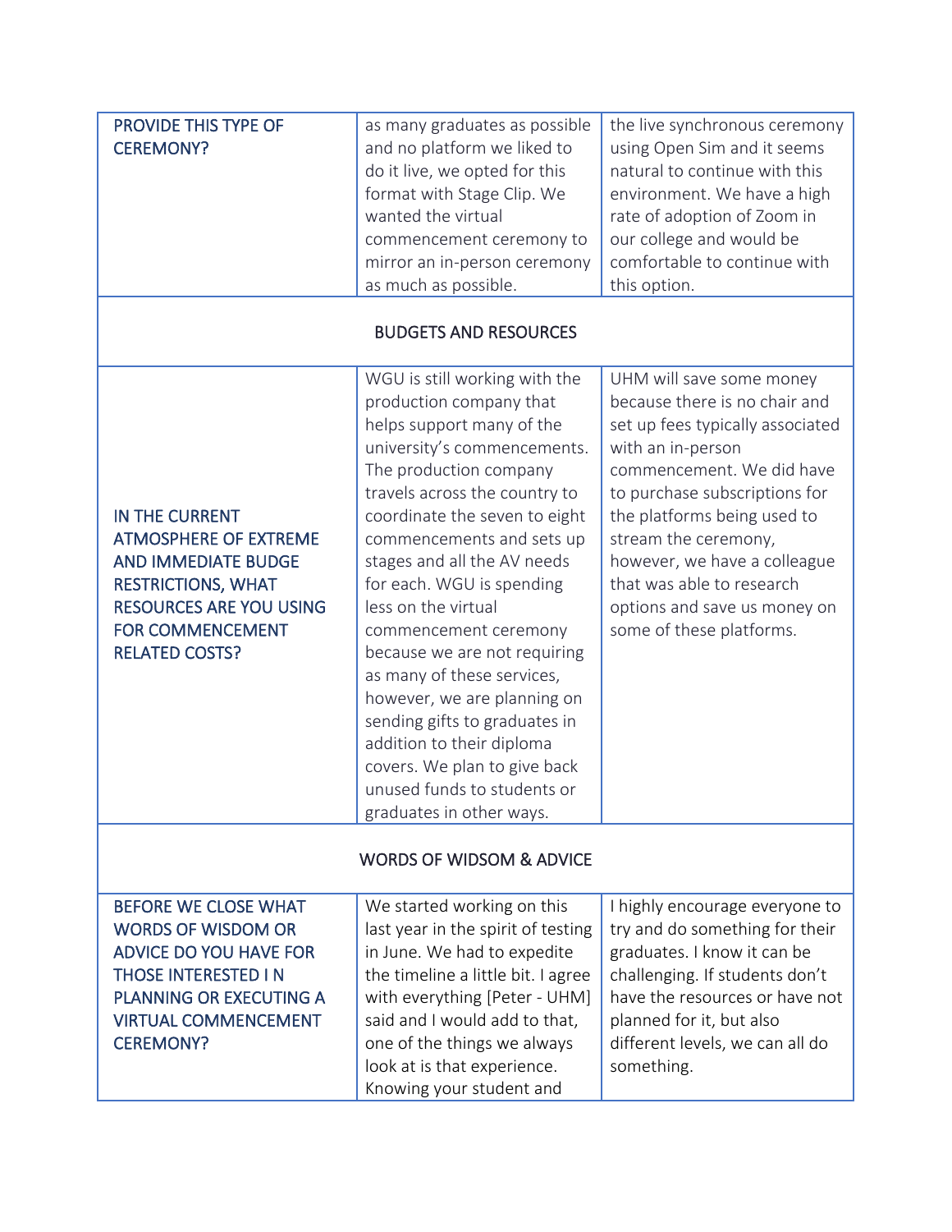| | | |
|---|---|---|
| PROVIDE THIS TYPE OF CEREMONY? | as many graduates as possible and no platform we liked to do it live, we opted for this format with Stage Clip. We wanted the virtual commencement ceremony to mirror an in-person ceremony as much as possible. | the live synchronous ceremony using Open Sim and it seems natural to continue with this environment. We have a high rate of adoption of Zoom in our college and would be comfortable to continue with this option. |
| BUDGETS AND RESOURCES | | |
| IN THE CURRENT ATMOSPHERE OF EXTREME AND IMMEDIATE BUDGE RESTRICTIONS, WHAT RESOURCES ARE YOU USING FOR COMMENCEMENT RELATED COSTS? | WGU is still working with the production company that helps support many of the university's commencements. The production company travels across the country to coordinate the seven to eight commencements and sets up stages and all the AV needs for each. WGU is spending less on the virtual commencement ceremony because we are not requiring as many of these services, however, we are planning on sending gifts to graduates in addition to their diploma covers. We plan to give back unused funds to students or graduates in other ways. | UHM will save some money because there is no chair and set up fees typically associated with an in-person commencement. We did have to purchase subscriptions for the platforms being used to stream the ceremony, however, we have a colleague that was able to research options and save us money on some of these platforms. |
| WORDS OF WIDSOM & ADVICE | | |
| BEFORE WE CLOSE WHAT WORDS OF WISDOM OR ADVICE DO YOU HAVE FOR THOSE INTERESTED I N PLANNING OR EXECUTING A VIRTUAL COMMENCEMENT CEREMONY? | We started working on this last year in the spirit of testing in June. We had to expedite the timeline a little bit. I agree with everything [Peter - UHM] said and I would add to that, one of the things we always look at is that experience. Knowing your student and | I highly encourage everyone to try and do something for their graduates. I know it can be challenging. If students don't have the resources or have not planned for it, but also different levels, we can all do something. |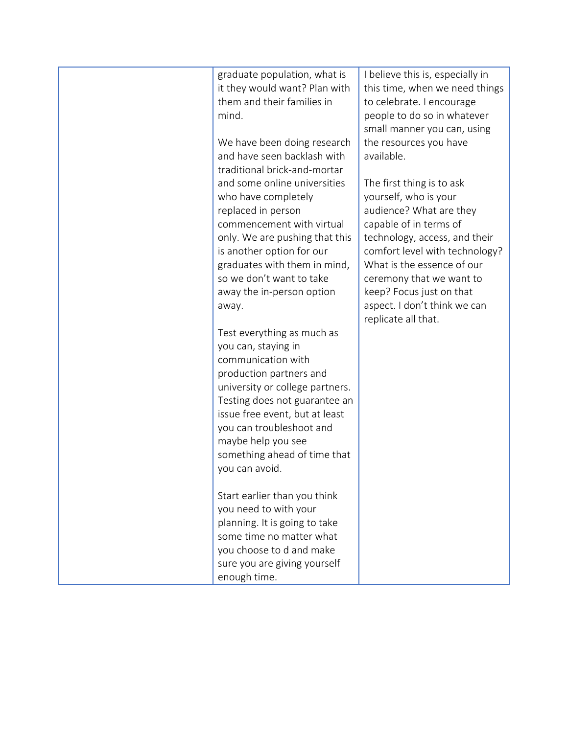| | | |
| --- | --- | --- |
| | graduate population, what is it they would want? Plan with them and their families in mind.<br><br>We have been doing research and have seen backlash with traditional brick-and-mortar and some online universities who have completely replaced in person commencement with virtual only. We are pushing that this is another option for our graduates with them in mind, so we don't want to take away the in-person option away.<br><br>Test everything as much as you can, staying in communication with production partners and university or college partners. Testing does not guarantee an issue free event, but at least you can troubleshoot and maybe help you see something ahead of time that you can avoid.<br><br>Start earlier than you think you need to with your planning. It is going to take some time no matter what you choose to d and make sure you are giving yourself enough time. | I believe this is, especially in this time, when we need things to celebrate. I encourage people to do so in whatever small manner you can, using the resources you have available.<br><br>The first thing is to ask yourself, who is your audience? What are they capable of in terms of technology, access, and their comfort level with technology? What is the essence of our ceremony that we want to keep? Focus just on that aspect. I don't think we can replicate all that. |